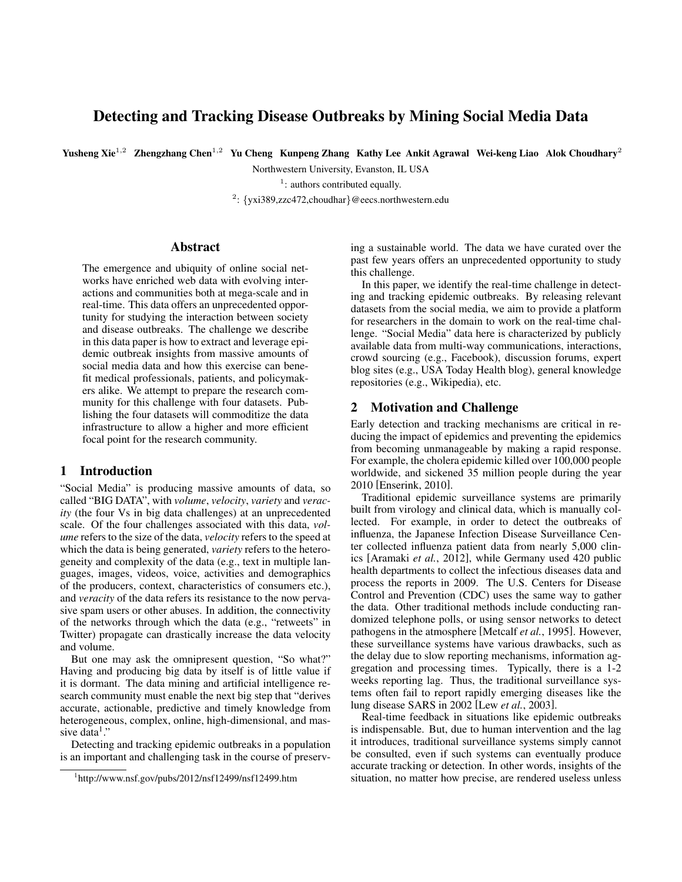# Detecting and Tracking Disease Outbreaks by Mining Social Media Data

**Yusheng Xie[1,2] Zhengzhang Chen[1,2] Yu Cheng Kunpeng Zhang Kathy Lee Ankit Agrawal Wei-keng Liao Alok Choudhary[2]**

Northwestern University, Evanston, IL USA

[1]: authors contributed equally.

[2]: {yxi389,zzc472,choudhar}@eecs.northwestern.edu

## Abstract

The emergence and ubiquity of online social networks have enriched web data with evolving interactions and communities both at mega-scale and in real-time. This data offers an unprecedented opportunity for studying the interaction between society and disease outbreaks. The challenge we describe in this data paper is how to extract and leverage epidemic outbreak insights from massive amounts of social media data and how this exercise can benefit medical professionals, patients, and policymakers alike. We attempt to prepare the research community for this challenge with four datasets. Publishing the four datasets will commoditize the data infrastructure to allow a higher and more efficient focal point for the research community.

## 1 Introduction

"Social Media" is producing massive amounts of data, so called "BIG DATA", with *volume*, *velocity*, *variety* and *veracity* (the four Vs in big data challenges) at an unprecedented scale. Of the four challenges associated with this data, *volume* refers to the size of the data, *velocity* refers to the speed at which the data is being generated, *variety* refers to the heterogeneity and complexity of the data (e.g., text in multiple languages, images, videos, voice, activities and demographics of the producers, context, characteristics of consumers etc.), and *veracity* of the data refers its resistance to the now pervasive spam users or other abuses. In addition, the connectivity of the networks through which the data (e.g., "retweets" in Twitter) propagate can drastically increase the data velocity and volume.

But one may ask the omnipresent question, "So what?" Having and producing big data by itself is of little value if it is dormant. The data mining and artificial intelligence research community must enable the next big step that "derives accurate, actionable, predictive and timely knowledge from heterogeneous, complex, online, high-dimensional, and massive data[1]."

Detecting and tracking epidemic outbreaks in a population is an important and challenging task in the course of preserving a sustainable world. The data we have curated over the past few years offers an unprecedented opportunity to study this challenge.

In this paper, we identify the real-time challenge in detecting and tracking epidemic outbreaks. By releasing relevant datasets from the social media, we aim to provide a platform for researchers in the domain to work on the real-time challenge. "Social Media" data here is characterized by publicly available data from multi-way communications, interactions, crowd sourcing (e.g., Facebook), discussion forums, expert blog sites (e.g., USA Today Health blog), general knowledge repositories (e.g., Wikipedia), etc.

## 2 Motivation and Challenge

Early detection and tracking mechanisms are critical in reducing the impact of epidemics and preventing the epidemics from becoming unmanageable by making a rapid response. For example, the cholera epidemic killed over 100,000 people worldwide, and sickened 35 million people during the year 2010 [Enserink, 2010].

Traditional epidemic surveillance systems are primarily built from virology and clinical data, which is manually collected. For example, in order to detect the outbreaks of influenza, the Japanese Infection Disease Surveillance Center collected influenza patient data from nearly 5,000 clinics [Aramaki *et al.*, 2012], while Germany used 420 public health departments to collect the infectious diseases data and process the reports in 2009. The U.S. Centers for Disease Control and Prevention (CDC) uses the same way to gather the data. Other traditional methods include conducting randomized telephone polls, or using sensor networks to detect pathogens in the atmosphere [Metcalf *et al.*, 1995]. However, these surveillance systems have various drawbacks, such as the delay due to slow reporting mechanisms, information aggregation and processing times. Typically, there is a 1-2 weeks reporting lag. Thus, the traditional surveillance systems often fail to report rapidly emerging diseases like the lung disease SARS in 2002 [Lew *et al.*, 2003].

Real-time feedback in situations like epidemic outbreaks is indispensable. But, due to human intervention and the lag it introduces, traditional surveillance systems simply cannot be consulted, even if such systems can eventually produce accurate tracking or detection. In other words, insights of the situation, no matter how precise, are rendered useless unless

[1] http://www.nsf.gov/pubs/2012/nsf12499/nsf12499.htm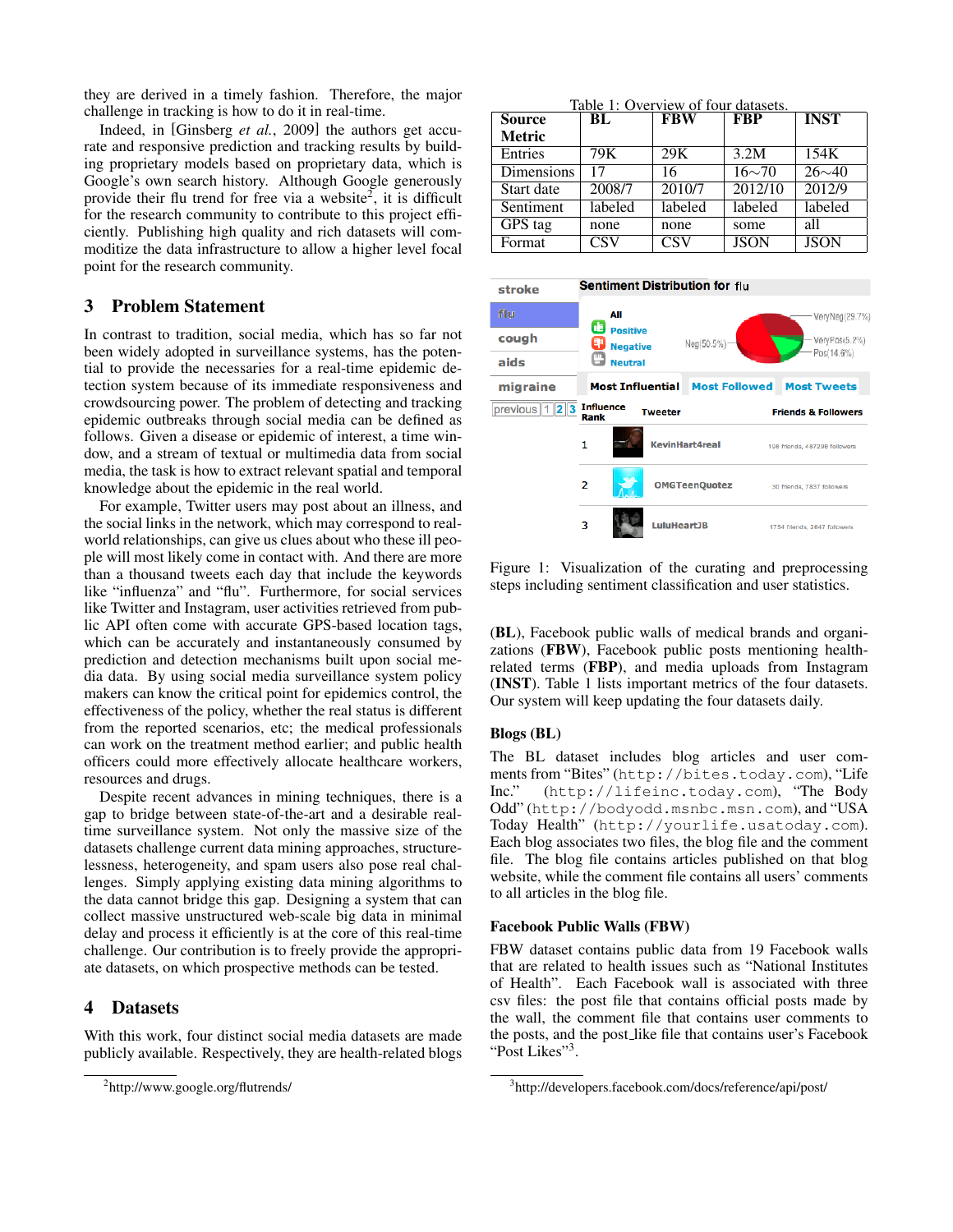they are derived in a timely fashion. Therefore, the major challenge in tracking is how to do it in real-time.

Indeed, in [Ginsberg *et al.*, 2009] the authors get accurate and responsive prediction and tracking results by building proprietary models based on proprietary data, which is Google's own search history. Although Google generously provide their flu trend for free via a website[2], it is difficult for the research community to contribute to this project efficiently. Publishing high quality and rich datasets will commoditize the data infrastructure to allow a higher level focal point for the research community.

## 3 Problem Statement

In contrast to tradition, social media, which has so far not been widely adopted in surveillance systems, has the potential to provide the necessaries for a real-time epidemic detection system because of its immediate responsiveness and crowdsourcing power. The problem of detecting and tracking epidemic outbreaks through social media can be defined as follows. Given a disease or epidemic of interest, a time window, and a stream of textual or multimedia data from social media, the task is how to extract relevant spatial and temporal knowledge about the epidemic in the real world.

For example, Twitter users may post about an illness, and the social links in the network, which may correspond to real-world relationships, can give us clues about who these ill people will most likely come in contact with. And there are more than a thousand tweets each day that include the keywords like "influenza" and "flu". Furthermore, for social services like Twitter and Instagram, user activities retrieved from public API often come with accurate GPS-based location tags, which can be accurately and instantaneously consumed by prediction and detection mechanisms built upon social media data. By using social media surveillance system policy makers can know the critical point for epidemics control, the effectiveness of the policy, whether the real status is different from the reported scenarios, etc; the medical professionals can work on the treatment method earlier; and public health officers could more effectively allocate healthcare workers, resources and drugs.

Despite recent advances in mining techniques, there is a gap to bridge between state-of-the-art and a desirable real-time surveillance system. Not only the massive size of the datasets challenge current data mining approaches, structurelessness, heterogeneity, and spam users also pose real challenges. Simply applying existing data mining algorithms to the data cannot bridge this gap. Designing a system that can collect massive unstructured web-scale big data in minimal delay and process it efficiently is at the core of this real-time challenge. Our contribution is to freely provide the appropriate datasets, on which prospective methods can be tested.

## 4 Datasets

With this work, four distinct social media datasets are made publicly available. Respectively, they are health-related blogs (**BL**), Facebook public walls of medical brands and organizations (**FBW**), Facebook public posts mentioning health-related terms (**FBP**), and media uploads from Instagram (**INST**). Table 1 lists important metrics of the four datasets. Our system will keep updating the four datasets daily.

Table 1: Overview of four datasets.

| Source / Metric | BL | FBW | FBP | INST |
|---|---|---|---|---|
| Entries | 79K | 29K | 3.2M | 154K |
| Dimensions | 17 | 16 | 16∼70 | 26∼40 |
| Start date | 2008/7 | 2010/7 | 2012/10 | 2012/9 |
| Sentiment | labeled | labeled | labeled | labeled |
| GPS tag | none | none | some | all |
| Format | CSV | CSV | JSON | JSON |

Figure 1: Visualization of the curating and preprocessing steps including sentiment classification and user statistics.

### Blogs (BL)

The BL dataset includes blog articles and user comments from "Bites" (http://bites.today.com), "Life Inc." (http://lifeinc.today.com), "The Body Odd" (http://bodyodd.msnbc.msn.com), and "USA Today Health" (http://yourlife.usatoday.com). Each blog associates two files, the blog file and the comment file. The blog file contains articles published on that blog website, while the comment file contains all users' comments to all articles in the blog file.

### Facebook Public Walls (FBW)

FBW dataset contains public data from 19 Facebook walls that are related to health issues such as "National Institutes of Health". Each Facebook wall is associated with three csv files: the post file that contains official posts made by the wall, the comment file that contains user comments to the posts, and the post_like file that contains user's Facebook "Post Likes"[3].

[2] http://www.google.org/flutrends/

[3] http://developers.facebook.com/docs/reference/api/post/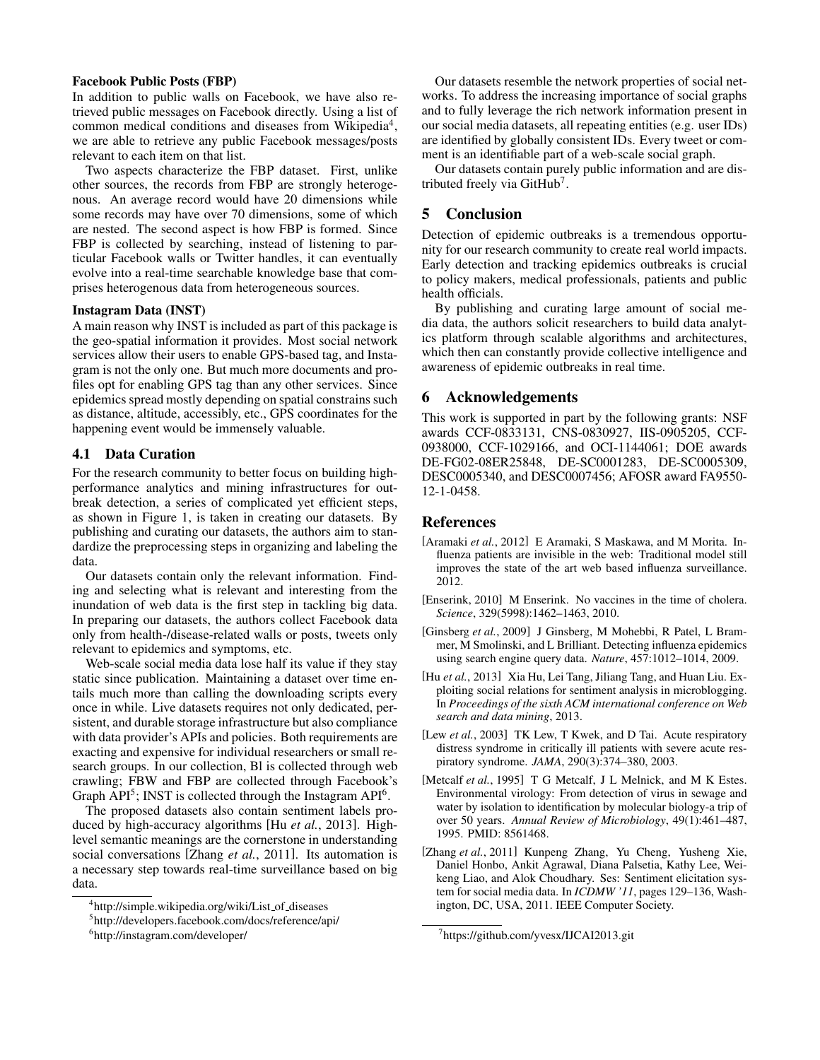**Facebook Public Posts (FBP)**

In addition to public walls on Facebook, we have also retrieved public messages on Facebook directly. Using a list of common medical conditions and diseases from Wikipedia[4], we are able to retrieve any public Facebook messages/posts relevant to each item on that list.

Two aspects characterize the FBP dataset. First, unlike other sources, the records from FBP are strongly heterogenous. An average record would have 20 dimensions while some records may have over 70 dimensions, some of which are nested. The second aspect is how FBP is formed. Since FBP is collected by searching, instead of listening to particular Facebook walls or Twitter handles, it can eventually evolve into a real-time searchable knowledge base that comprises heterogenous data from heterogeneous sources.

**Instagram Data (INST)**

A main reason why INST is included as part of this package is the geo-spatial information it provides. Most social network services allow their users to enable GPS-based tag, and Instagram is not the only one. But much more documents and profiles opt for enabling GPS tag than any other services. Since epidemics spread mostly depending on spatial constrains such as distance, altitude, accessibly, etc., GPS coordinates for the happening event would be immensely valuable.

## 4.1 Data Curation

For the research community to better focus on building high-performance analytics and mining infrastructures for outbreak detection, a series of complicated yet efficient steps, as shown in Figure 1, is taken in creating our datasets. By publishing and curating our datasets, the authors aim to standardize the preprocessing steps in organizing and labeling the data.

Our datasets contain only the relevant information. Finding and selecting what is relevant and interesting from the inundation of web data is the first step in tackling big data. In preparing our datasets, the authors collect Facebook data only from health-/disease-related walls or posts, tweets only relevant to epidemics and symptoms, etc.

Web-scale social media data lose half its value if they stay static since publication. Maintaining a dataset over time entails much more than calling the downloading scripts every once in while. Live datasets requires not only dedicated, persistent, and durable storage infrastructure but also compliance with data provider's APIs and policies. Both requirements are exacting and expensive for individual researchers or small research groups. In our collection, Bl is collected through web crawling; FBW and FBP are collected through Facebook's Graph API[5]; INST is collected through the Instagram API[6].

The proposed datasets also contain sentiment labels produced by high-accuracy algorithms [Hu *et al.*, 2013]. High-level semantic meanings are the cornerstone in understanding social conversations [Zhang *et al.*, 2011]. Its automation is a necessary step towards real-time surveillance based on big data.

Our datasets resemble the network properties of social networks. To address the increasing importance of social graphs and to fully leverage the rich network information present in our social media datasets, all repeating entities (e.g. user IDs) are identified by globally consistent IDs. Every tweet or comment is an identifiable part of a web-scale social graph.

Our datasets contain purely public information and are distributed freely via GitHub[7].

# 5 Conclusion

Detection of epidemic outbreaks is a tremendous opportunity for our research community to create real world impacts. Early detection and tracking epidemics outbreaks is crucial to policy makers, medical professionals, patients and public health officials.

By publishing and curating large amount of social media data, the authors solicit researchers to build data analytics platform through scalable algorithms and architectures, which then can constantly provide collective intelligence and awareness of epidemic outbreaks in real time.

# 6 Acknowledgements

This work is supported in part by the following grants: NSF awards CCF-0833131, CNS-0830927, IIS-0905205, CCF-0938000, CCF-1029166, and OCI-1144061; DOE awards DE-FG02-08ER25848, DE-SC0001283, DE-SC0005309, DESC0005340, and DESC0007456; AFOSR award FA9550-12-1-0458.

# References

[Aramaki *et al.*, 2012] E Aramaki, S Maskawa, and M Morita. Influenza patients are invisible in the web: Traditional model still improves the state of the art web based influenza surveillance. 2012.

[Enserink, 2010] M Enserink. No vaccines in the time of cholera. *Science*, 329(5998):1462–1463, 2010.

[Ginsberg *et al.*, 2009] J Ginsberg, M Mohebbi, R Patel, L Brammer, M Smolinski, and L Brilliant. Detecting influenza epidemics using search engine query data. *Nature*, 457:1012–1014, 2009.

[Hu *et al.*, 2013] Xia Hu, Lei Tang, Jiliang Tang, and Huan Liu. Exploiting social relations for sentiment analysis in microblogging. In *Proceedings of the sixth ACM international conference on Web search and data mining*, 2013.

[Lew *et al.*, 2003] TK Lew, T Kwek, and D Tai. Acute respiratory distress syndrome in critically ill patients with severe acute respiratory syndrome. *JAMA*, 290(3):374–380, 2003.

[Metcalf *et al.*, 1995] T G Metcalf, J L Melnick, and M K Estes. Environmental virology: From detection of virus in sewage and water by isolation to identification by molecular biology-a trip of over 50 years. *Annual Review of Microbiology*, 49(1):461–487, 1995. PMID: 8561468.

[Zhang *et al.*, 2011] Kunpeng Zhang, Yu Cheng, Yusheng Xie, Daniel Honbo, Ankit Agrawal, Diana Palsetia, Kathy Lee, Weikeng Liao, and Alok Choudhary. Ses: Sentiment elicitation system for social media data. In *ICDMW '11*, pages 129–136, Washington, DC, USA, 2011. IEEE Computer Society.

[4] http://simple.wikipedia.org/wiki/List_of_diseases

[5] http://developers.facebook.com/docs/reference/api/

[6] http://instagram.com/developer/

[7] https://github.com/yvesx/IJCAI2013.git